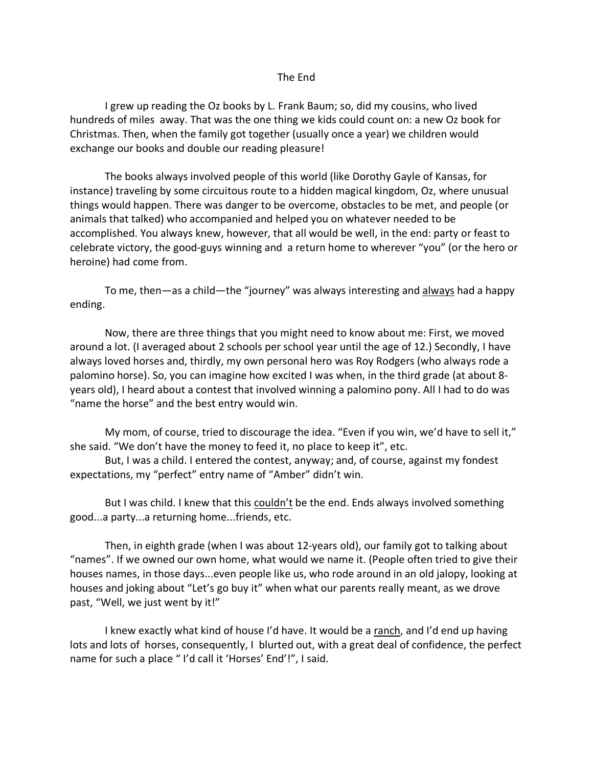# The End

I grew up reading the Oz books by L. Frank Baum; so, did my cousins, who lived hundreds of miles away. That was the one thing we kids could count on: a new Oz book for Christmas. Then, when the family got together (usually once a year) we children would exchange our books and double our reading pleasure!

The books always involved people of this world (like Dorothy Gayle of Kansas, for instance) traveling by some circuitous route to a hidden magical kingdom, Oz, where unusual things would happen. There was danger to be overcome, obstacles to be met, and people (or animals that talked) who accompanied and helped you on whatever needed to be accomplished. You always knew, however, that all would be well, in the end: party or feast to celebrate victory, the good-guys winning and a return home to wherever "you" (or the hero or heroine) had come from.

To me, then—as a child—the "journey" was always interesting and <u>always</u> had a happy ending.

Now, there are three things that you might need to know about me: First, we moved around a lot. (I averaged about 2 schools per school year until the age of 12.) Secondly, I have always loved horses and, thirdly, my own personal hero was Roy Rodgers (who always rode a palomino horse). So, you can imagine how excited I was when, in the third grade (at about 8-years old), I heard about a contest that involved winning a palomino pony. All I had to do was "name the horse" and the best entry would win.

My mom, of course, tried to discourage the idea. "Even if you win, we'd have to sell it," she said. "We don't have the money to feed it, no place to keep it", etc.

But, I was a child. I entered the contest, anyway; and, of course, against my fondest expectations, my "perfect" entry name of "Amber" didn't win.

But I was child. I knew that this <u>couldn't</u> be the end. Ends always involved something good...a party...a returning home...friends, etc.

Then, in eighth grade (when I was about 12-years old), our family got to talking about "names". If we owned our own home, what would we name it. (People often tried to give their houses names, in those days...even people like us, who rode around in an old jalopy, looking at houses and joking about "Let's go buy it" when what our parents really meant, as we drove past, "Well, we just went by it!"

I knew exactly what kind of house I'd have. It would be a <u>ranch</u>, and I'd end up having lots and lots of horses, consequently, I blurted out, with a great deal of confidence, the perfect name for such a place " I'd call it 'Horses' End'!", I said.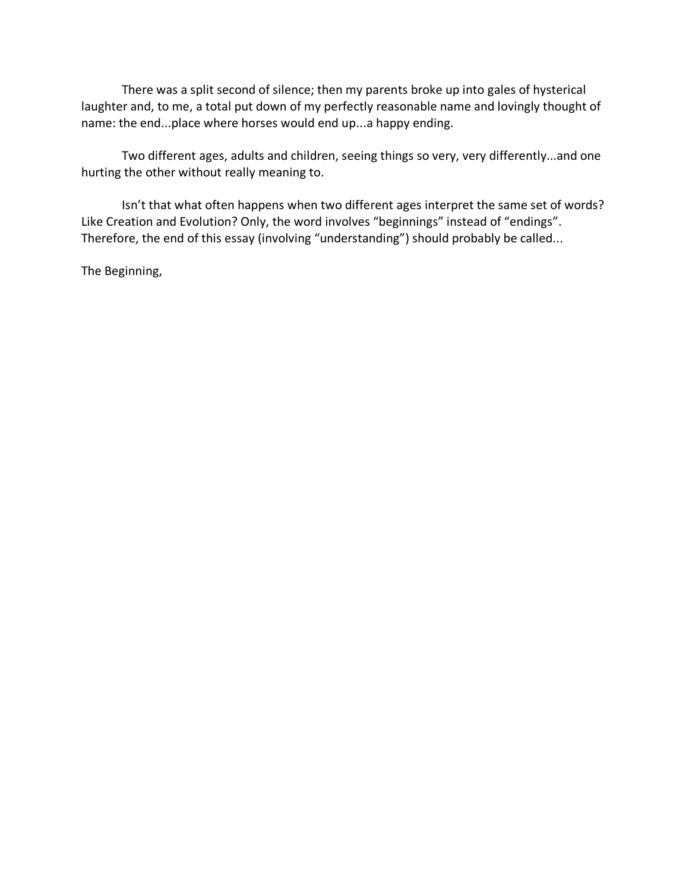There was a split second of silence; then my parents broke up into gales of hysterical laughter and, to me, a total put down of my perfectly reasonable name and lovingly thought of name: the end...place where horses would end up...a happy ending.

Two different ages, adults and children, seeing things so very, very differently...and one hurting the other without really meaning to.

Isn't that what often happens when two different ages interpret the same set of words? Like Creation and Evolution? Only, the word involves "beginnings" instead of "endings". Therefore, the end of this essay (involving "understanding") should probably be called...

The Beginning,